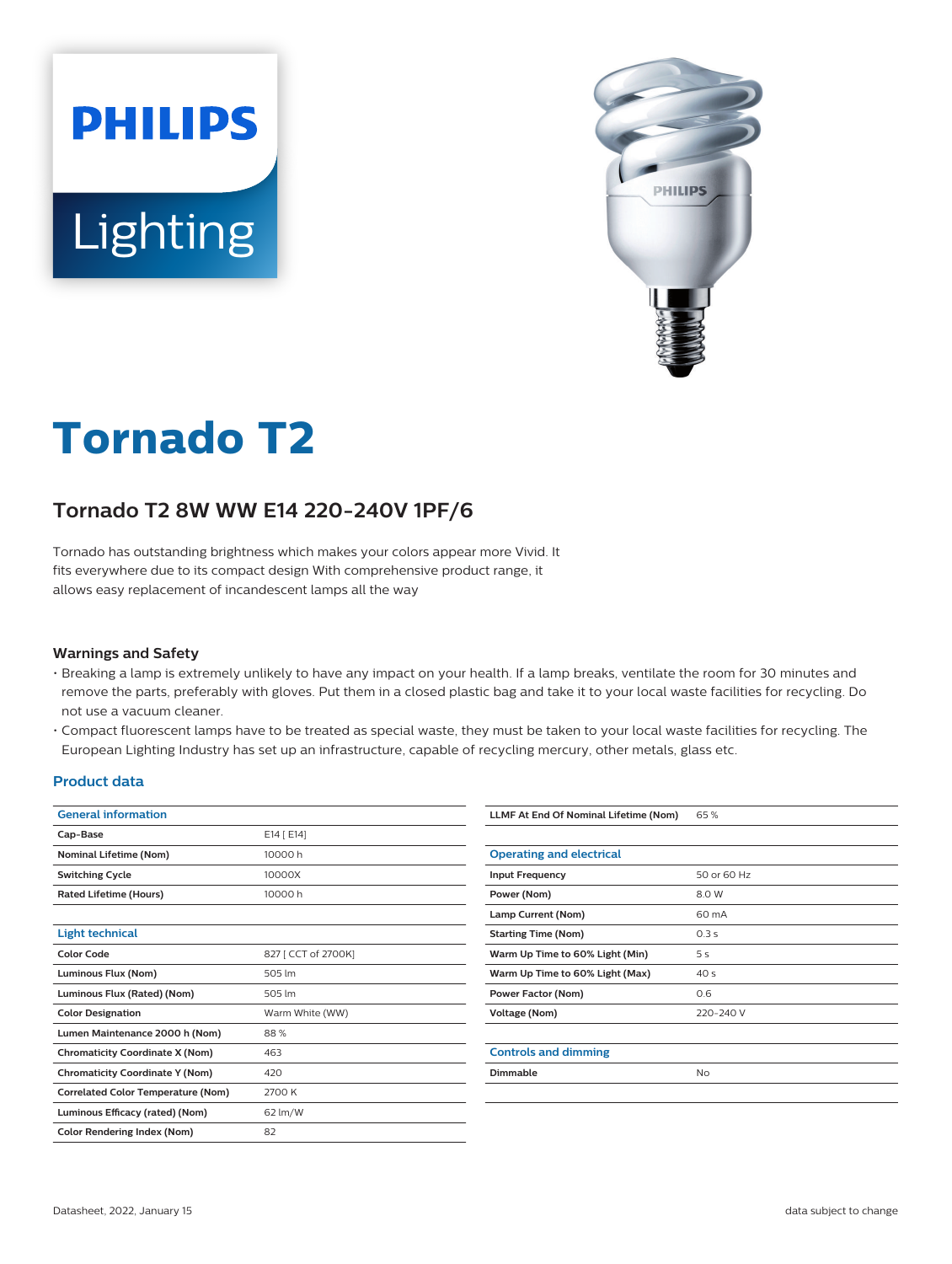PHILIPS

Lighting

# Tornado T2

## Tornado T2 8W WW E14 220-240V 1PF/6

Tornado has outstanding brightness which makes your colors appear more Vivid. It fits everywhere due to its compact design With comprehensive product range, it allows easy replacement of incandescent lamps all the way

### Warnings and Safety

- Breaking a lamp is extremely unlikely to have any impact on your health. If a lamp breaks, ventilate the room for 30 minutes and remove the parts, preferably with gloves. Put them in a closed plastic bag and take it to your local waste facilities for recycling. Do not use a vacuum cleaner.
- Compact fluorescent lamps have to be treated as special waste, they must be taken to your local waste facilities for recycling. The European Lighting Industry has set up an infrastructure, capable of recycling mercury, other metals, glass etc.

### Product data

| General information | |
|---|---|
| Cap-Base | E14 [ E14] |
| Nominal Lifetime (Nom) | 10000 h |
| Switching Cycle | 10000X |
| Rated Lifetime (Hours) | 10000 h |

| Light technical | |
|---|---|
| Color Code | 827 [ CCT of 2700K] |
| Luminous Flux (Nom) | 505 lm |
| Luminous Flux (Rated) (Nom) | 505 lm |
| Color Designation | Warm White (WW) |
| Lumen Maintenance 2000 h (Nom) | 88 % |
| Chromaticity Coordinate X (Nom) | 463 |
| Chromaticity Coordinate Y (Nom) | 420 |
| Correlated Color Temperature (Nom) | 2700 K |
| Luminous Efficacy (rated) (Nom) | 62 lm/W |
| Color Rendering Index (Nom) | 82 |
| LLMF At End Of Nominal Lifetime (Nom) | 65 % |

| Operating and electrical | |
|---|---|
| Input Frequency | 50 or 60 Hz |
| Power (Nom) | 8.0 W |
| Lamp Current (Nom) | 60 mA |
| Starting Time (Nom) | 0.3 s |
| Warm Up Time to 60% Light (Min) | 5 s |
| Warm Up Time to 60% Light (Max) | 40 s |
| Power Factor (Nom) | 0.6 |
| Voltage (Nom) | 220-240 V |

| Controls and dimming | |
|---|---|
| Dimmable | No |

Datasheet, 2022, January 15 data subject to change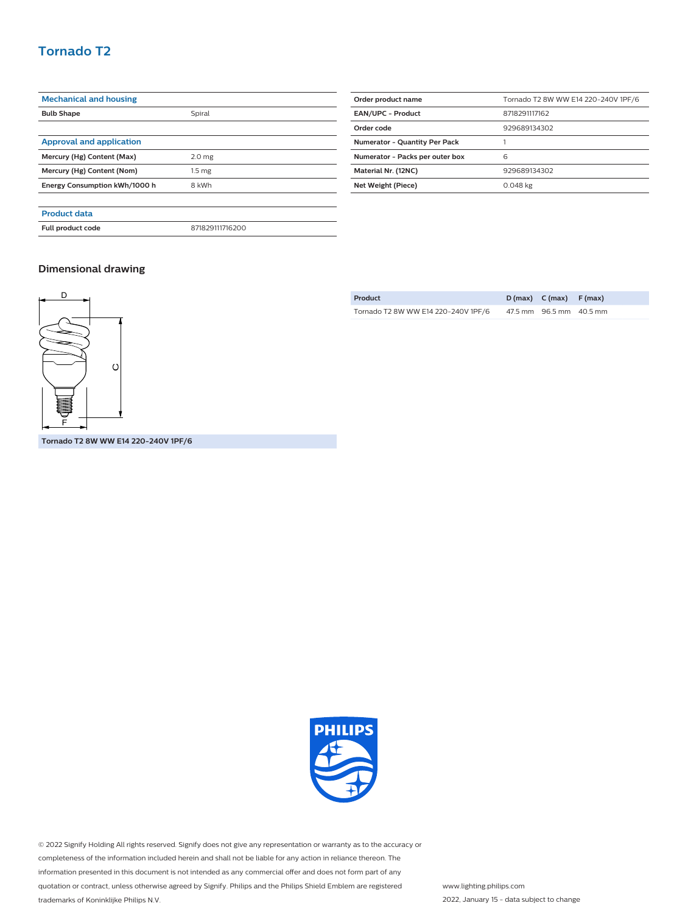## Tornado T2

| Mechanical and housing | |
|---|---|
| Bulb Shape | Spiral |

| Approval and application | |
|---|---|
| Mercury (Hg) Content (Max) | 2.0 mg |
| Mercury (Hg) Content (Nom) | 1.5 mg |
| Energy Consumption kWh/1000 h | 8 kWh |

| Product data | |
|---|---|
| Full product code | 871829111716200 |

| | |
|---|---|
| Order product name | Tornado T2 8W WW E14 220-240V 1PF/6 |
| EAN/UPC - Product | 8718291117162 |
| Order code | 929689134302 |
| Numerator - Quantity Per Pack | 1 |
| Numerator - Packs per outer box | 6 |
| Material Nr. (12NC) | 929689134302 |
| Net Weight (Piece) | 0.048 kg |

### Dimensional drawing

D

C

F

Tornado T2 8W WW E14 220-240V 1PF/6

| Product | D (max) | C (max) | F (max) |
|---|---|---|---|
| Tornado T2 8W WW E14 220-240V 1PF/6 | 47.5 mm | 96.5 mm | 40.5 mm |

© 2022 Signify Holding All rights reserved. Signify does not give any representation or warranty as to the accuracy or completeness of the information included herein and shall not be liable for any action in reliance thereon. The information presented in this document is not intended as any commercial offer and does not form part of any quotation or contract, unless otherwise agreed by Signify. Philips and the Philips Shield Emblem are registered trademarks of Koninklijke Philips N.V.

www.lighting.philips.com

2022, January 15 - data subject to change